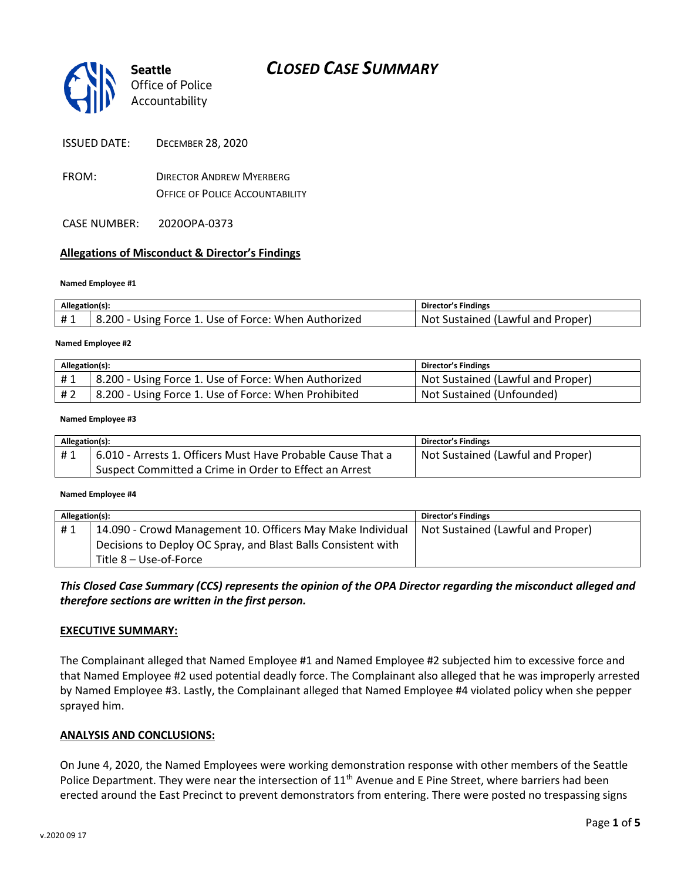Seattle Office of Police Accountability

# *CLOSED CASE SUMMARY*

ISSUED DATE: DECEMBER 28, 2020

FROM: DIRECTOR ANDREW MYERBERG
OFFICE OF POLICE ACCOUNTABILITY

CASE NUMBER: 2020OPA-0373

## Allegations of Misconduct & Director's Findings

**Named Employee #1**

| Allegation(s): | | Director's Findings |
|---|---|---|
| # 1 | 8.200 - Using Force 1. Use of Force: When Authorized | Not Sustained (Lawful and Proper) |

**Named Employee #2**

| Allegation(s): | | Director's Findings |
|---|---|---|
| # 1 | 8.200 - Using Force 1. Use of Force: When Authorized | Not Sustained (Lawful and Proper) |
| # 2 | 8.200 - Using Force 1. Use of Force: When Prohibited | Not Sustained (Unfounded) |

**Named Employee #3**

| Allegation(s): | | Director's Findings |
|---|---|---|
| # 1 | 6.010 - Arrests 1. Officers Must Have Probable Cause That a Suspect Committed a Crime in Order to Effect an Arrest | Not Sustained (Lawful and Proper) |

**Named Employee #4**

| Allegation(s): | | Director's Findings |
|---|---|---|
| # 1 | 14.090 - Crowd Management 10. Officers May Make Individual Decisions to Deploy OC Spray, and Blast Balls Consistent with Title 8 – Use-of-Force | Not Sustained (Lawful and Proper) |

***This Closed Case Summary (CCS) represents the opinion of the OPA Director regarding the misconduct alleged and therefore sections are written in the first person.***

## EXECUTIVE SUMMARY:

The Complainant alleged that Named Employee #1 and Named Employee #2 subjected him to excessive force and that Named Employee #2 used potential deadly force. The Complainant also alleged that he was improperly arrested by Named Employee #3. Lastly, the Complainant alleged that Named Employee #4 violated policy when she pepper sprayed him.

## ANALYSIS AND CONCLUSIONS:

On June 4, 2020, the Named Employees were working demonstration response with other members of the Seattle Police Department. They were near the intersection of 11th Avenue and E Pine Street, where barriers had been erected around the East Precinct to prevent demonstrators from entering. There were posted no trespassing signs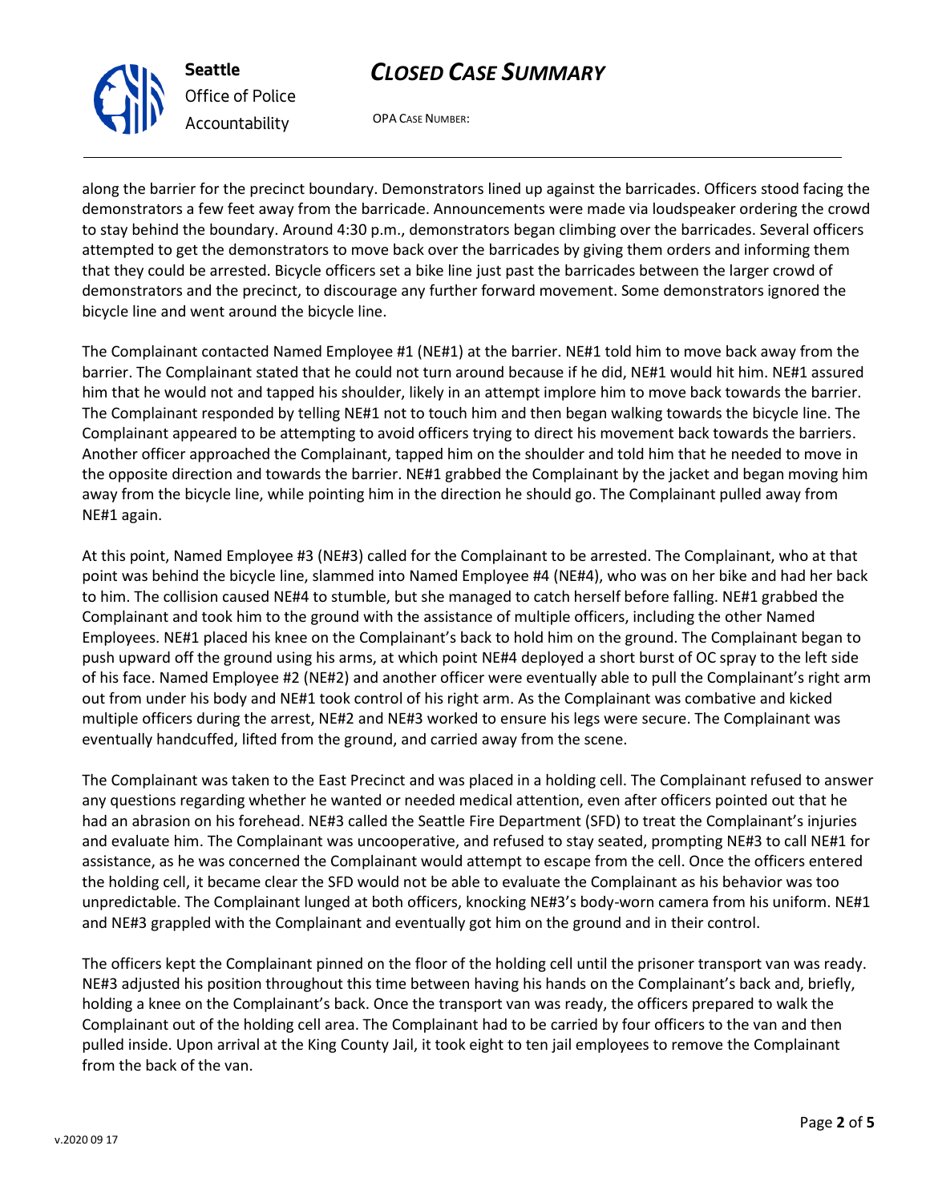along the barrier for the precinct boundary. Demonstrators lined up against the barricades. Officers stood facing the demonstrators a few feet away from the barricade. Announcements were made via loudspeaker ordering the crowd to stay behind the boundary. Around 4:30 p.m., demonstrators began climbing over the barricades. Several officers attempted to get the demonstrators to move back over the barricades by giving them orders and informing them that they could be arrested. Bicycle officers set a bike line just past the barricades between the larger crowd of demonstrators and the precinct, to discourage any further forward movement. Some demonstrators ignored the bicycle line and went around the bicycle line.

The Complainant contacted Named Employee #1 (NE#1) at the barrier. NE#1 told him to move back away from the barrier. The Complainant stated that he could not turn around because if he did, NE#1 would hit him. NE#1 assured him that he would not and tapped his shoulder, likely in an attempt implore him to move back towards the barrier. The Complainant responded by telling NE#1 not to touch him and then began walking towards the bicycle line. The Complainant appeared to be attempting to avoid officers trying to direct his movement back towards the barriers. Another officer approached the Complainant, tapped him on the shoulder and told him that he needed to move in the opposite direction and towards the barrier. NE#1 grabbed the Complainant by the jacket and began moving him away from the bicycle line, while pointing him in the direction he should go. The Complainant pulled away from NE#1 again.

At this point, Named Employee #3 (NE#3) called for the Complainant to be arrested. The Complainant, who at that point was behind the bicycle line, slammed into Named Employee #4 (NE#4), who was on her bike and had her back to him. The collision caused NE#4 to stumble, but she managed to catch herself before falling. NE#1 grabbed the Complainant and took him to the ground with the assistance of multiple officers, including the other Named Employees. NE#1 placed his knee on the Complainant's back to hold him on the ground. The Complainant began to push upward off the ground using his arms, at which point NE#4 deployed a short burst of OC spray to the left side of his face. Named Employee #2 (NE#2) and another officer were eventually able to pull the Complainant's right arm out from under his body and NE#1 took control of his right arm. As the Complainant was combative and kicked multiple officers during the arrest, NE#2 and NE#3 worked to ensure his legs were secure. The Complainant was eventually handcuffed, lifted from the ground, and carried away from the scene.

The Complainant was taken to the East Precinct and was placed in a holding cell. The Complainant refused to answer any questions regarding whether he wanted or needed medical attention, even after officers pointed out that he had an abrasion on his forehead. NE#3 called the Seattle Fire Department (SFD) to treat the Complainant's injuries and evaluate him. The Complainant was uncooperative, and refused to stay seated, prompting NE#3 to call NE#1 for assistance, as he was concerned the Complainant would attempt to escape from the cell. Once the officers entered the holding cell, it became clear the SFD would not be able to evaluate the Complainant as his behavior was too unpredictable. The Complainant lunged at both officers, knocking NE#3's body-worn camera from his uniform. NE#1 and NE#3 grappled with the Complainant and eventually got him on the ground and in their control.

The officers kept the Complainant pinned on the floor of the holding cell until the prisoner transport van was ready. NE#3 adjusted his position throughout this time between having his hands on the Complainant's back and, briefly, holding a knee on the Complainant's back. Once the transport van was ready, the officers prepared to walk the Complainant out of the holding cell area. The Complainant had to be carried by four officers to the van and then pulled inside. Upon arrival at the King County Jail, it took eight to ten jail employees to remove the Complainant from the back of the van.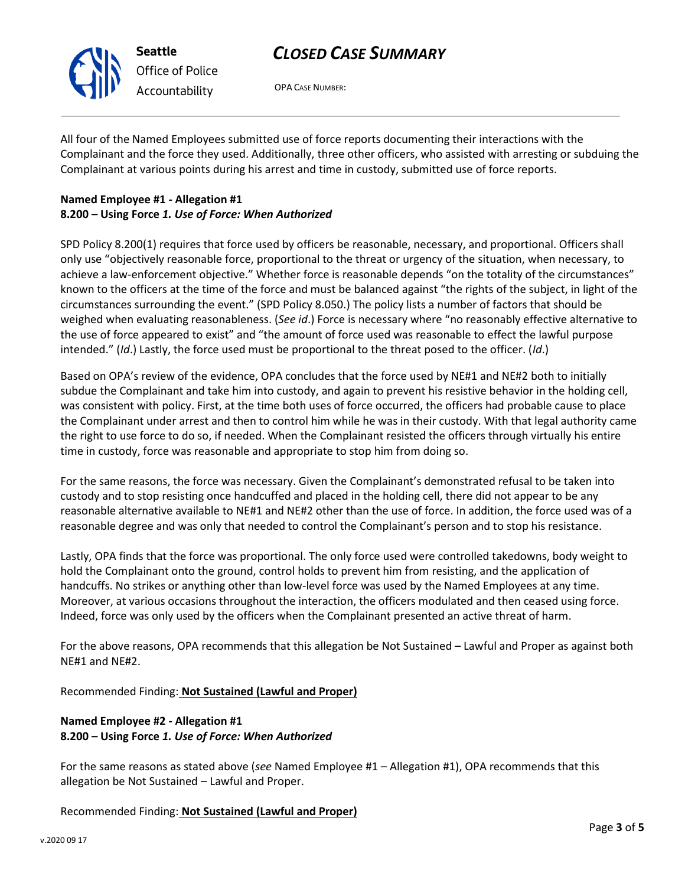All four of the Named Employees submitted use of force reports documenting their interactions with the Complainant and the force they used. Additionally, three other officers, who assisted with arresting or subduing the Complainant at various points during his arrest and time in custody, submitted use of force reports.

**Named Employee #1 - Allegation #1**
**8.200 – Using Force *1. Use of Force: When Authorized***

SPD Policy 8.200(1) requires that force used by officers be reasonable, necessary, and proportional. Officers shall only use "objectively reasonable force, proportional to the threat or urgency of the situation, when necessary, to achieve a law-enforcement objective." Whether force is reasonable depends "on the totality of the circumstances" known to the officers at the time of the force and must be balanced against "the rights of the subject, in light of the circumstances surrounding the event." (SPD Policy 8.050.) The policy lists a number of factors that should be weighed when evaluating reasonableness. (*See id*.) Force is necessary where "no reasonably effective alternative to the use of force appeared to exist" and "the amount of force used was reasonable to effect the lawful purpose intended." (*Id*.) Lastly, the force used must be proportional to the threat posed to the officer. (*Id*.)

Based on OPA's review of the evidence, OPA concludes that the force used by NE#1 and NE#2 both to initially subdue the Complainant and take him into custody, and again to prevent his resistive behavior in the holding cell, was consistent with policy. First, at the time both uses of force occurred, the officers had probable cause to place the Complainant under arrest and then to control him while he was in their custody. With that legal authority came the right to use force to do so, if needed. When the Complainant resisted the officers through virtually his entire time in custody, force was reasonable and appropriate to stop him from doing so.

For the same reasons, the force was necessary. Given the Complainant's demonstrated refusal to be taken into custody and to stop resisting once handcuffed and placed in the holding cell, there did not appear to be any reasonable alternative available to NE#1 and NE#2 other than the use of force. In addition, the force used was of a reasonable degree and was only that needed to control the Complainant's person and to stop his resistance.

Lastly, OPA finds that the force was proportional. The only force used were controlled takedowns, body weight to hold the Complainant onto the ground, control holds to prevent him from resisting, and the application of handcuffs. No strikes or anything other than low-level force was used by the Named Employees at any time. Moreover, at various occasions throughout the interaction, the officers modulated and then ceased using force. Indeed, force was only used by the officers when the Complainant presented an active threat of harm.

For the above reasons, OPA recommends that this allegation be Not Sustained – Lawful and Proper as against both NE#1 and NE#2.

Recommended Finding: **Not Sustained (Lawful and Proper)**

**Named Employee #2 - Allegation #1**
**8.200 – Using Force *1. Use of Force: When Authorized***

For the same reasons as stated above (*see* Named Employee #1 – Allegation #1), OPA recommends that this allegation be Not Sustained – Lawful and Proper.

Recommended Finding: **Not Sustained (Lawful and Proper)**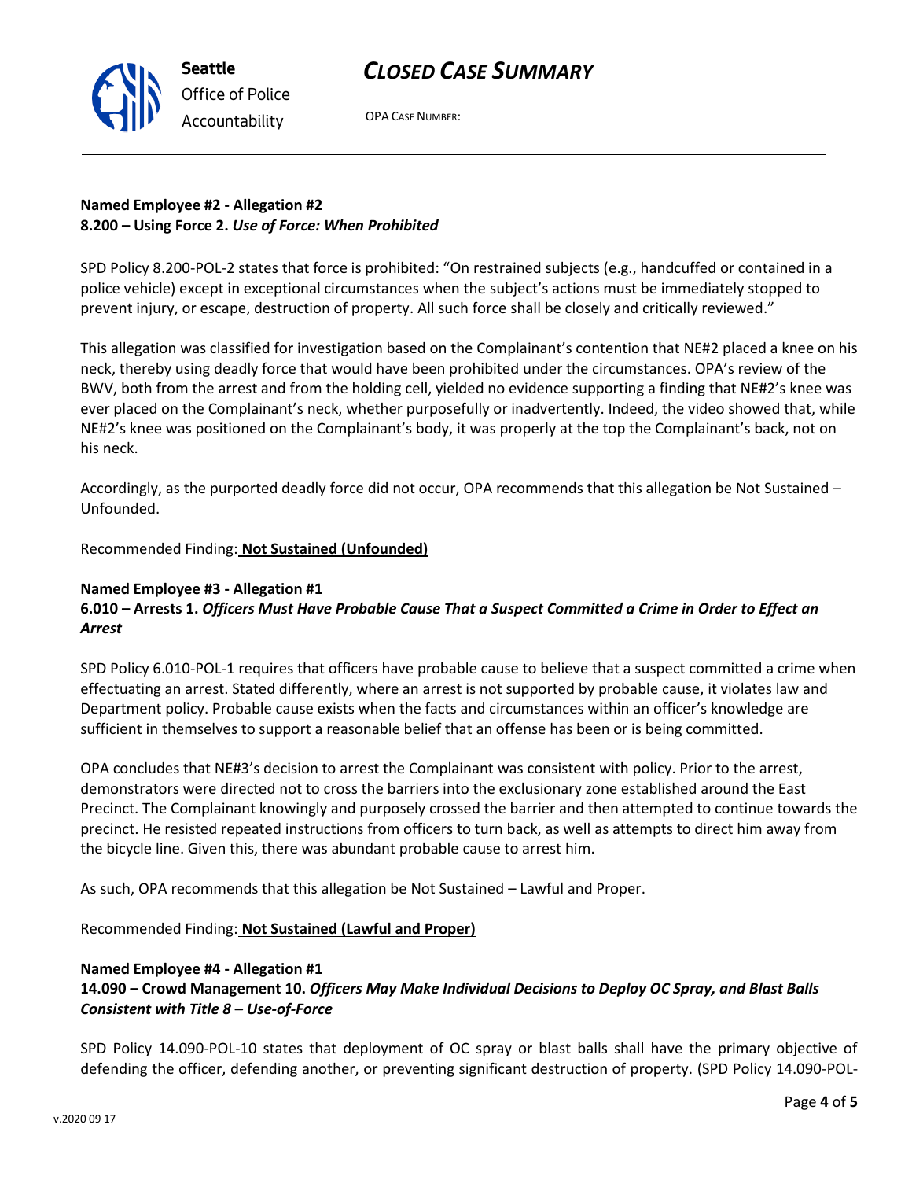**Named Employee #2 - Allegation #2**
**8.200 – Using Force 2.** ***Use of Force: When Prohibited***

SPD Policy 8.200-POL-2 states that force is prohibited: "On restrained subjects (e.g., handcuffed or contained in a police vehicle) except in exceptional circumstances when the subject's actions must be immediately stopped to prevent injury, or escape, destruction of property. All such force shall be closely and critically reviewed."

This allegation was classified for investigation based on the Complainant's contention that NE#2 placed a knee on his neck, thereby using deadly force that would have been prohibited under the circumstances. OPA's review of the BWV, both from the arrest and from the holding cell, yielded no evidence supporting a finding that NE#2's knee was ever placed on the Complainant's neck, whether purposefully or inadvertently. Indeed, the video showed that, while NE#2's knee was positioned on the Complainant's body, it was properly at the top the Complainant's back, not on his neck.

Accordingly, as the purported deadly force did not occur, OPA recommends that this allegation be Not Sustained – Unfounded.

Recommended Finding: **Not Sustained (Unfounded)**

**Named Employee #3 - Allegation #1**
**6.010 – Arrests 1.** ***Officers Must Have Probable Cause That a Suspect Committed a Crime in Order to Effect an Arrest***

SPD Policy 6.010-POL-1 requires that officers have probable cause to believe that a suspect committed a crime when effectuating an arrest. Stated differently, where an arrest is not supported by probable cause, it violates law and Department policy. Probable cause exists when the facts and circumstances within an officer's knowledge are sufficient in themselves to support a reasonable belief that an offense has been or is being committed.

OPA concludes that NE#3's decision to arrest the Complainant was consistent with policy. Prior to the arrest, demonstrators were directed not to cross the barriers into the exclusionary zone established around the East Precinct. The Complainant knowingly and purposely crossed the barrier and then attempted to continue towards the precinct. He resisted repeated instructions from officers to turn back, as well as attempts to direct him away from the bicycle line. Given this, there was abundant probable cause to arrest him.

As such, OPA recommends that this allegation be Not Sustained – Lawful and Proper.

Recommended Finding: **Not Sustained (Lawful and Proper)**

**Named Employee #4 - Allegation #1**
**14.090 – Crowd Management 10.** ***Officers May Make Individual Decisions to Deploy OC Spray, and Blast Balls Consistent with Title 8 – Use-of-Force***

SPD Policy 14.090-POL-10 states that deployment of OC spray or blast balls shall have the primary objective of defending the officer, defending another, or preventing significant destruction of property. (SPD Policy 14.090-POL-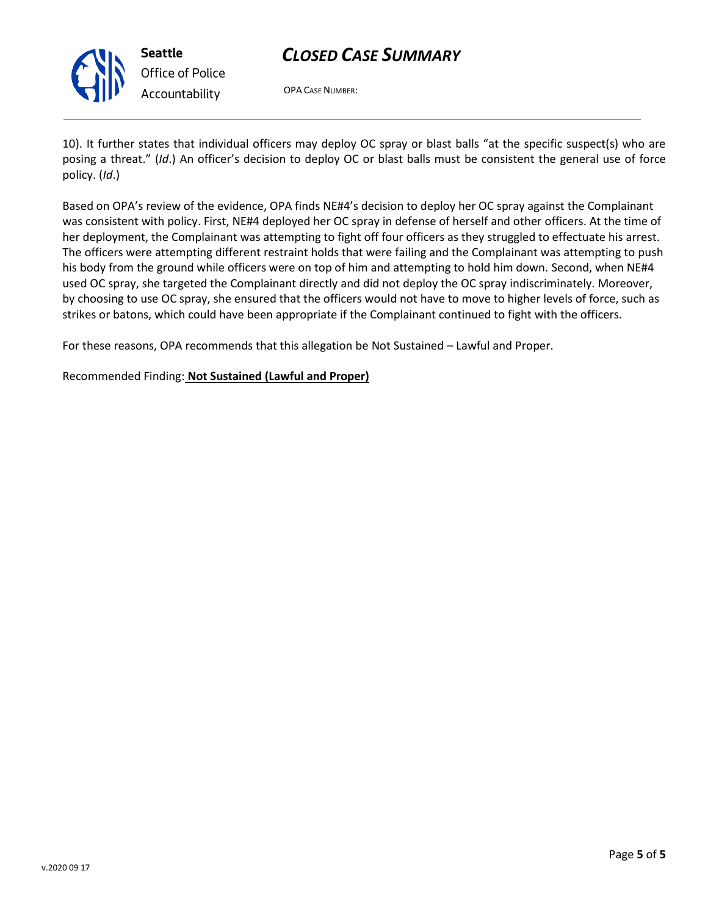10). It further states that individual officers may deploy OC spray or blast balls "at the specific suspect(s) who are posing a threat." (*Id*.) An officer's decision to deploy OC or blast balls must be consistent the general use of force policy. (*Id*.)

Based on OPA's review of the evidence, OPA finds NE#4's decision to deploy her OC spray against the Complainant was consistent with policy. First, NE#4 deployed her OC spray in defense of herself and other officers. At the time of her deployment, the Complainant was attempting to fight off four officers as they struggled to effectuate his arrest. The officers were attempting different restraint holds that were failing and the Complainant was attempting to push his body from the ground while officers were on top of him and attempting to hold him down. Second, when NE#4 used OC spray, she targeted the Complainant directly and did not deploy the OC spray indiscriminately. Moreover, by choosing to use OC spray, she ensured that the officers would not have to move to higher levels of force, such as strikes or batons, which could have been appropriate if the Complainant continued to fight with the officers.

For these reasons, OPA recommends that this allegation be Not Sustained – Lawful and Proper.

Recommended Finding: **Not Sustained (Lawful and Proper)**